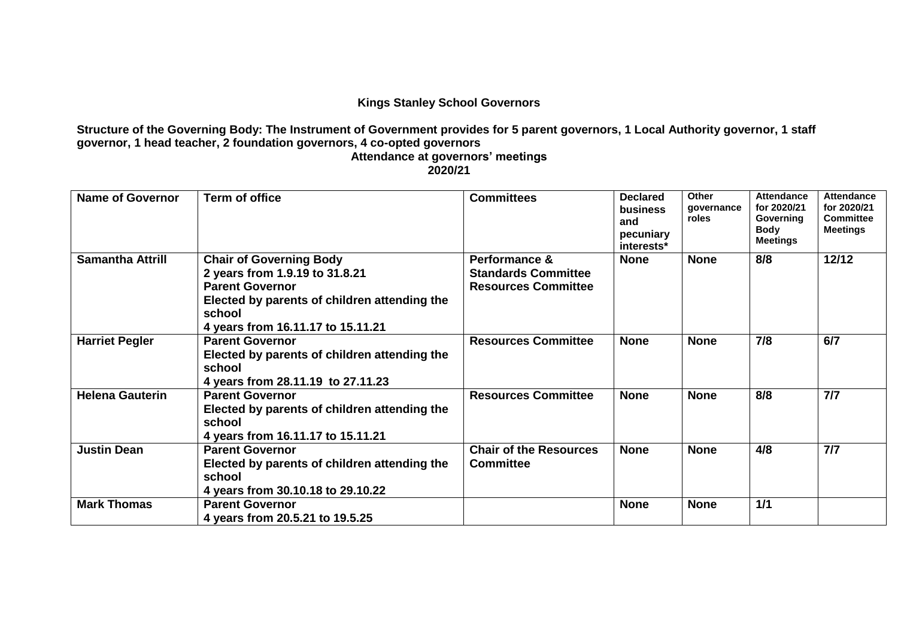## Kings Stanley School Governors

**Structure of the Governing Body: The Instrument of Government provides for 5 parent governors, 1 Local Authority governor, 1 staff governor, 1 head teacher, 2 foundation governors, 4 co-opted governors**

**Attendance at governors' meetings**

**2020/21**

| Name of Governor | Term of office | Committees | Declared business and pecuniary interests* | Other governance roles | Attendance for 2020/21 Governing Body Meetings | Attendance for 2020/21 Committee Meetings |
|---|---|---|---|---|---|---|
| **Samantha Attrill** | **Chair of Governing Body**<br>**2 years from 1.9.19 to 31.8.21**<br>**Parent Governor**<br>**Elected by parents of children attending the school**<br>**4 years from 16.11.17 to 15.11.21** | **Performance & Standards Committee**<br>**Resources Committee** | **None** | **None** | **8/8** | **12/12** |
| **Harriet Pegler** | **Parent Governor**<br>**Elected by parents of children attending the school**<br>**4 years from 28.11.19 to 27.11.23** | **Resources Committee** | **None** | **None** | **7/8** | **6/7** |
| **Helena Gauterin** | **Parent Governor**<br>**Elected by parents of children attending the school**<br>**4 years from 16.11.17 to 15.11.21** | **Resources Committee** | **None** | **None** | **8/8** | **7/7** |
| **Justin Dean** | **Parent Governor**<br>**Elected by parents of children attending the school**<br>**4 years from 30.10.18 to 29.10.22** | **Chair of the Resources Committee** | **None** | **None** | **4/8** | **7/7** |
| **Mark Thomas** | **Parent Governor**<br>**4 years from 20.5.21 to 19.5.25** | | **None** | **None** | **1/1** | |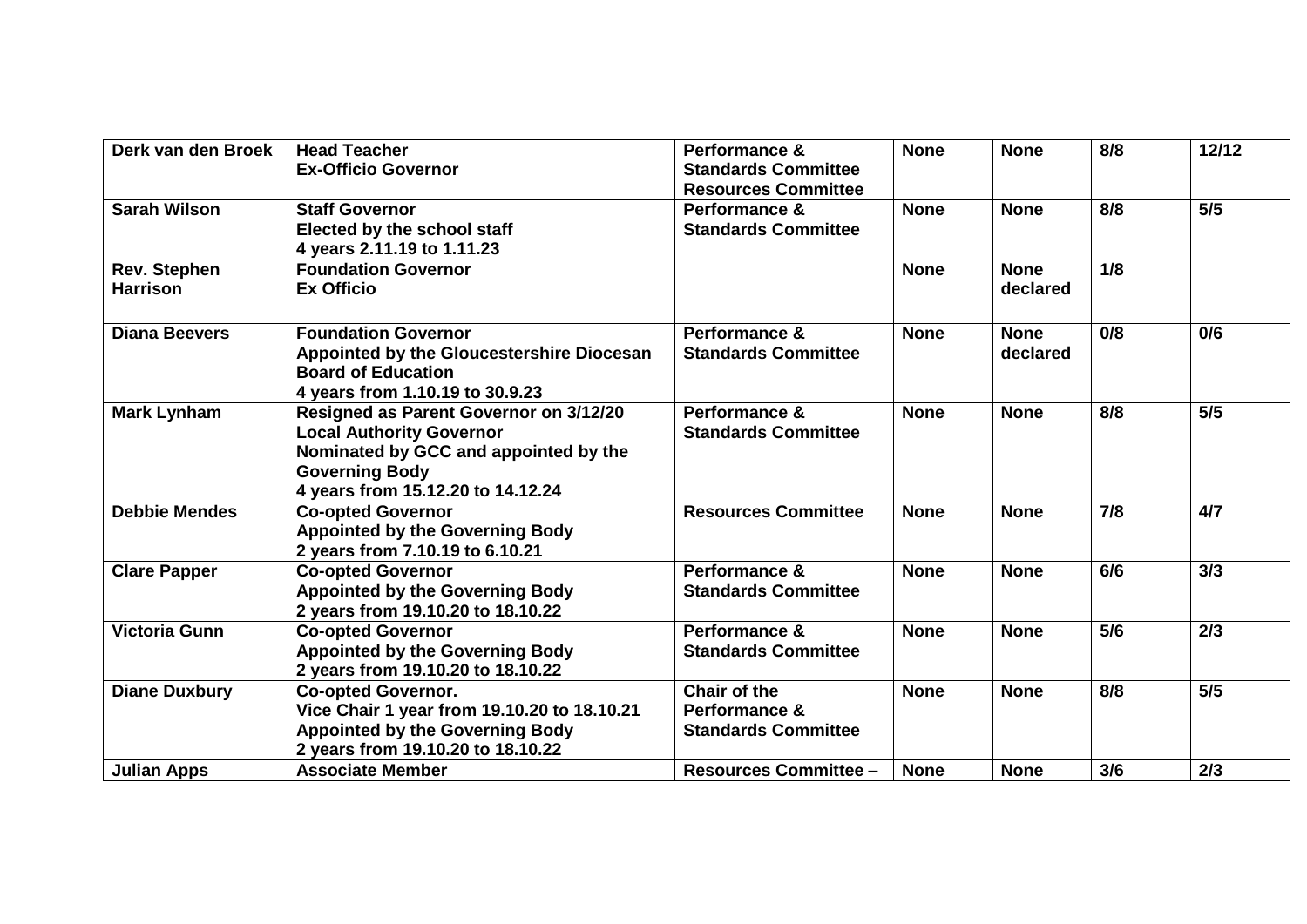| Derk van den Broek | Head Teacher<br>Ex-Officio Governor | Performance & Standards Committee<br>Resources Committee | None | None | 8/8 | 12/12 |
|---|---|---|---|---|---|---|
| Sarah Wilson | Staff Governor<br>Elected by the school staff<br>4 years 2.11.19 to 1.11.23 | Performance & Standards Committee | None | None | 8/8 | 5/5 |
| Rev. Stephen Harrison | Foundation Governor<br>Ex Officio | | None | None declared | 1/8 | |
| Diana Beevers | Foundation Governor<br>Appointed by the Gloucestershire Diocesan Board of Education<br>4 years from 1.10.19 to 30.9.23 | Performance & Standards Committee | None | None declared | 0/8 | 0/6 |
| Mark Lynham | Resigned as Parent Governor on 3/12/20<br>Local Authority Governor<br>Nominated by GCC and appointed by the Governing Body<br>4 years from 15.12.20 to 14.12.24 | Performance & Standards Committee | None | None | 8/8 | 5/5 |
| Debbie Mendes | Co-opted Governor<br>Appointed by the Governing Body<br>2 years from 7.10.19 to 6.10.21 | Resources Committee | None | None | 7/8 | 4/7 |
| Clare Papper | Co-opted Governor<br>Appointed by the Governing Body<br>2 years from 19.10.20 to 18.10.22 | Performance & Standards Committee | None | None | 6/6 | 3/3 |
| Victoria Gunn | Co-opted Governor<br>Appointed by the Governing Body<br>2 years from 19.10.20 to 18.10.22 | Performance & Standards Committee | None | None | 5/6 | 2/3 |
| Diane Duxbury | Co-opted Governor.<br>Vice Chair 1 year from 19.10.20 to 18.10.21<br>Appointed by the Governing Body<br>2 years from 19.10.20 to 18.10.22 | Chair of the Performance & Standards Committee | None | None | 8/8 | 5/5 |
| Julian Apps | Associate Member | Resources Committee – | None | None | 3/6 | 2/3 |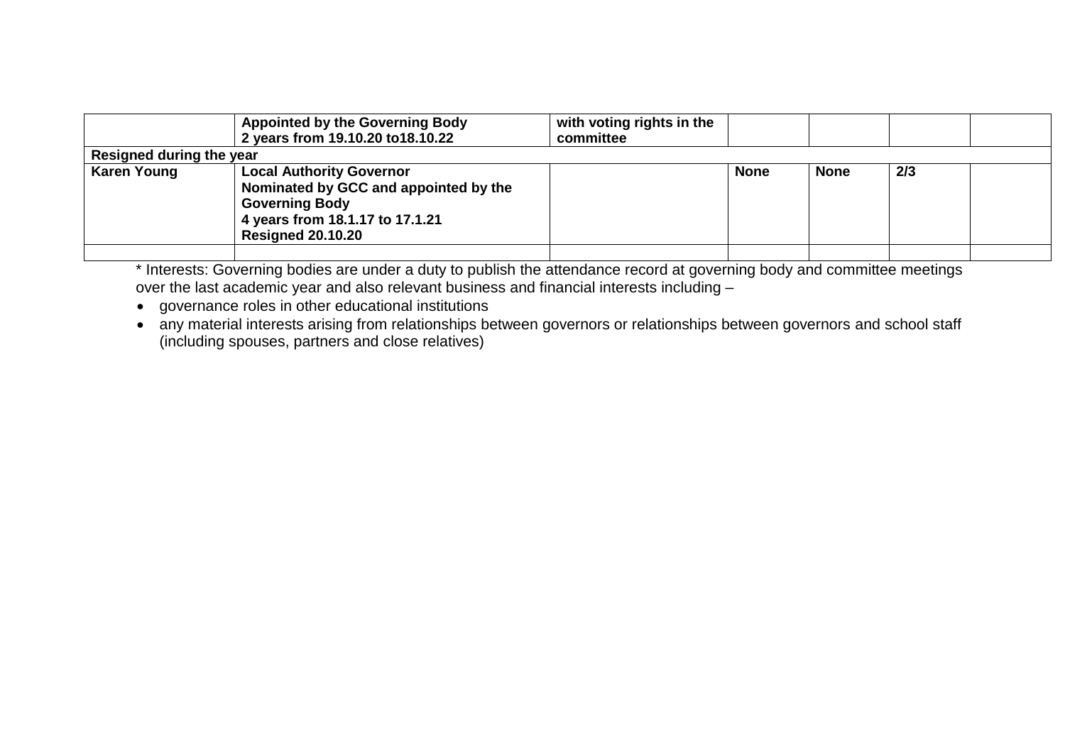| | | | | | | |
|---|---|---|---|---|---|---|
| | **Appointed by the Governing Body**<br>**2 years from 19.10.20 to18.10.22** | **with voting rights in the committee** | | | | |
| **Resigned during the year** | | | | | | |
| **Karen Young** | **Local Authority Governor**<br>**Nominated by GCC and appointed by the Governing Body**<br>**4 years from 18.1.17 to 17.1.21**<br>**Resigned 20.10.20** | | **None** | **None** | **2/3** | |
| | | | | | | |

* Interests: Governing bodies are under a duty to publish the attendance record at governing body and committee meetings over the last academic year and also relevant business and financial interests including –

- governance roles in other educational institutions
- any material interests arising from relationships between governors or relationships between governors and school staff (including spouses, partners and close relatives)